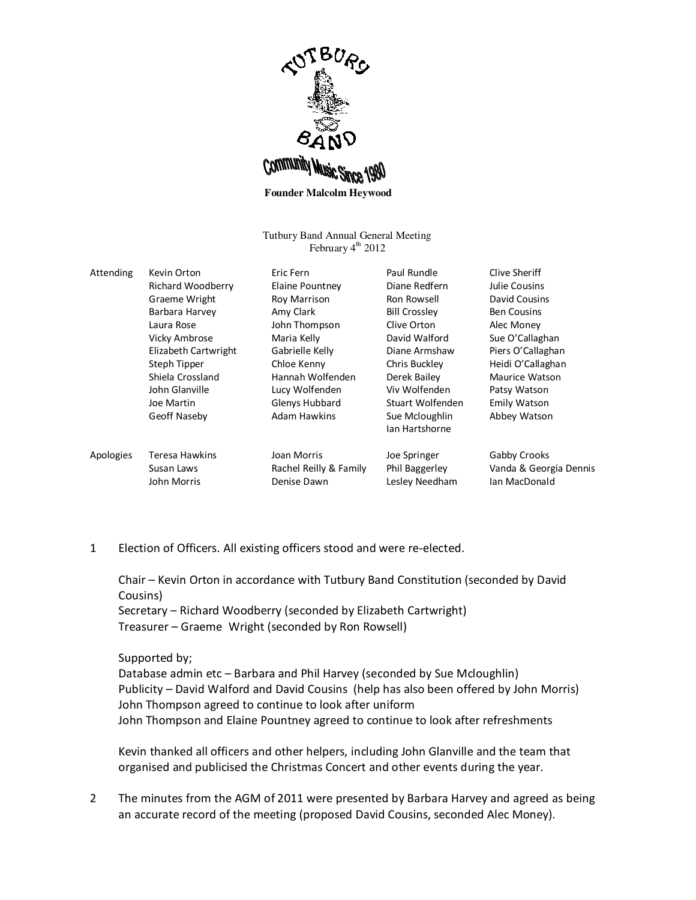TUTBURY BAND

Community Music Since 1980

**Founder Malcolm Heywood**

Tutbury Band Annual General Meeting
February 4th 2012

| | | | | |
|---|---|---|---|---|
| Attending | Kevin Orton | Eric Fern | Paul Rundle | Clive Sheriff |
| | Richard Woodberry | Elaine Pountney | Diane Redfern | Julie Cousins |
| | Graeme Wright | Roy Marrison | Ron Rowsell | David Cousins |
| | Barbara Harvey | Amy Clark | Bill Crossley | Ben Cousins |
| | Laura Rose | John Thompson | Clive Orton | Alec Money |
| | Vicky Ambrose | Maria Kelly | David Walford | Sue O'Callaghan |
| | Elizabeth Cartwright | Gabrielle Kelly | Diane Armshaw | Piers O'Callaghan |
| | Steph Tipper | Chloe Kenny | Chris Buckley | Heidi O'Callaghan |
| | Shiela Crossland | Hannah Wolfenden | Derek Bailey | Maurice Watson |
| | John Glanville | Lucy Wolfenden | Viv Wolfenden | Patsy Watson |
| | Joe Martin | Glenys Hubbard | Stuart Wolfenden | Emily Watson |
| | Geoff Naseby | Adam Hawkins | Sue Mcloughlin | Abbey Watson |
| | | | Ian Hartshorne | |
| Apologies | Teresa Hawkins | Joan Morris | Joe Springer | Gabby Crooks |
| | Susan Laws | Rachel Reilly & Family | Phil Baggerley | Vanda & Georgia Dennis |
| | John Morris | Denise Dawn | Lesley Needham | Ian MacDonald |

1 Election of Officers. All existing officers stood and were re-elected.

Chair – Kevin Orton in accordance with Tutbury Band Constitution (seconded by David Cousins)
Secretary – Richard Woodberry (seconded by Elizabeth Cartwright)
Treasurer – Graeme Wright (seconded by Ron Rowsell)

Supported by;
Database admin etc – Barbara and Phil Harvey (seconded by Sue Mcloughlin)
Publicity – David Walford and David Cousins (help has also been offered by John Morris)
John Thompson agreed to continue to look after uniform
John Thompson and Elaine Pountney agreed to continue to look after refreshments

Kevin thanked all officers and other helpers, including John Glanville and the team that organised and publicised the Christmas Concert and other events during the year.

2 The minutes from the AGM of 2011 were presented by Barbara Harvey and agreed as being an accurate record of the meeting (proposed David Cousins, seconded Alec Money).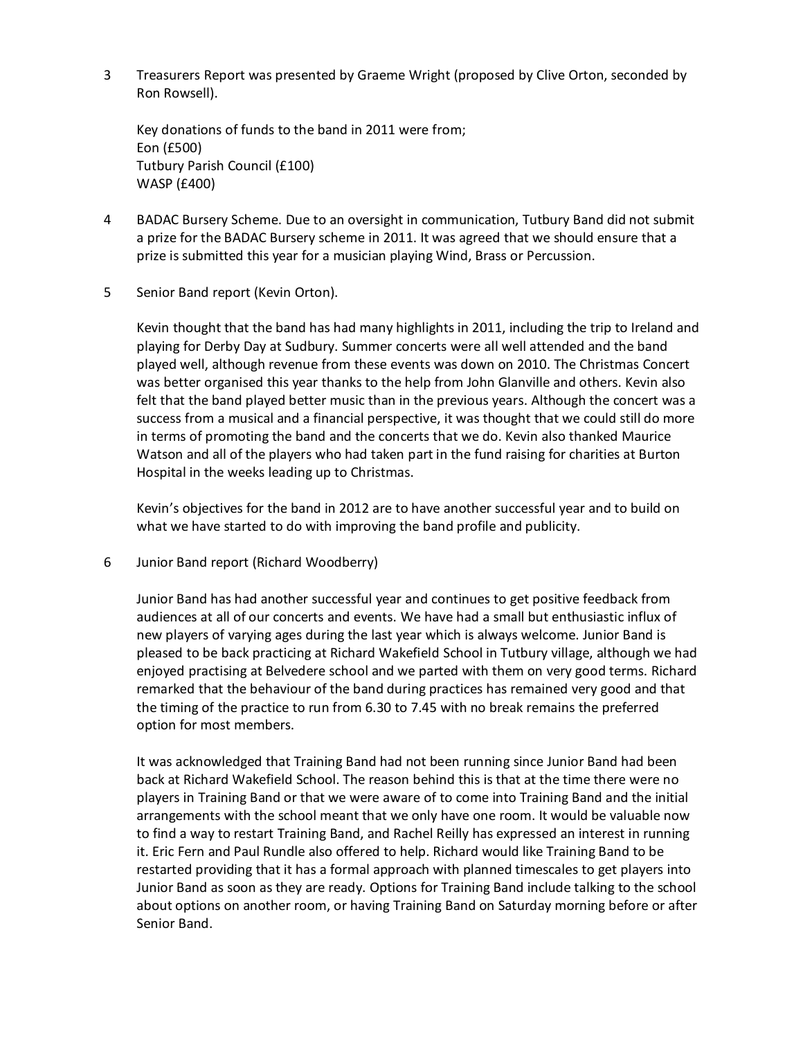3 Treasurers Report was presented by Graeme Wright (proposed by Clive Orton, seconded by Ron Rowsell).

Key donations of funds to the band in 2011 were from;
Eon (£500)
Tutbury Parish Council (£100)
WASP (£400)

4 BADAC Bursery Scheme. Due to an oversight in communication, Tutbury Band did not submit a prize for the BADAC Bursery scheme in 2011. It was agreed that we should ensure that a prize is submitted this year for a musician playing Wind, Brass or Percussion.

5 Senior Band report (Kevin Orton).

Kevin thought that the band has had many highlights in 2011, including the trip to Ireland and playing for Derby Day at Sudbury. Summer concerts were all well attended and the band played well, although revenue from these events was down on 2010. The Christmas Concert was better organised this year thanks to the help from John Glanville and others. Kevin also felt that the band played better music than in the previous years. Although the concert was a success from a musical and a financial perspective, it was thought that we could still do more in terms of promoting the band and the concerts that we do. Kevin also thanked Maurice Watson and all of the players who had taken part in the fund raising for charities at Burton Hospital in the weeks leading up to Christmas.

Kevin's objectives for the band in 2012 are to have another successful year and to build on what we have started to do with improving the band profile and publicity.

6 Junior Band report (Richard Woodberry)

Junior Band has had another successful year and continues to get positive feedback from audiences at all of our concerts and events. We have had a small but enthusiastic influx of new players of varying ages during the last year which is always welcome. Junior Band is pleased to be back practicing at Richard Wakefield School in Tutbury village, although we had enjoyed practising at Belvedere school and we parted with them on very good terms. Richard remarked that the behaviour of the band during practices has remained very good and that the timing of the practice to run from 6.30 to 7.45 with no break remains the preferred option for most members.

It was acknowledged that Training Band had not been running since Junior Band had been back at Richard Wakefield School. The reason behind this is that at the time there were no players in Training Band or that we were aware of to come into Training Band and the initial arrangements with the school meant that we only have one room. It would be valuable now to find a way to restart Training Band, and Rachel Reilly has expressed an interest in running it. Eric Fern and Paul Rundle also offered to help. Richard would like Training Band to be restarted providing that it has a formal approach with planned timescales to get players into Junior Band as soon as they are ready. Options for Training Band include talking to the school about options on another room, or having Training Band on Saturday morning before or after Senior Band.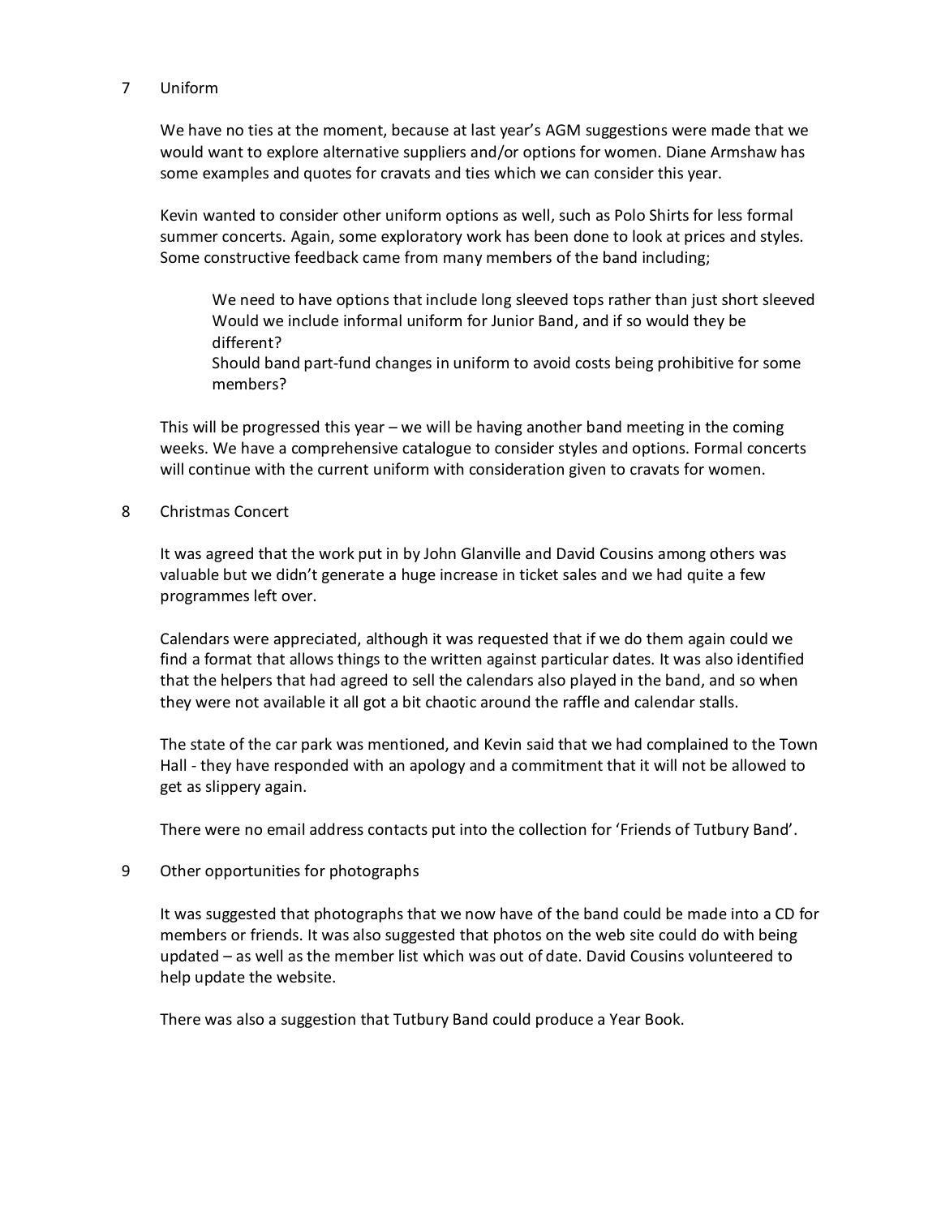## 7 Uniform

We have no ties at the moment, because at last year's AGM suggestions were made that we would want to explore alternative suppliers and/or options for women. Diane Armshaw has some examples and quotes for cravats and ties which we can consider this year.

Kevin wanted to consider other uniform options as well, such as Polo Shirts for less formal summer concerts. Again, some exploratory work has been done to look at prices and styles. Some constructive feedback came from many members of the band including;

> We need to have options that include long sleeved tops rather than just short sleeved
> Would we include informal uniform for Junior Band, and if so would they be different?
> Should band part-fund changes in uniform to avoid costs being prohibitive for some members?

This will be progressed this year – we will be having another band meeting in the coming weeks. We have a comprehensive catalogue to consider styles and options. Formal concerts will continue with the current uniform with consideration given to cravats for women.

## 8 Christmas Concert

It was agreed that the work put in by John Glanville and David Cousins among others was valuable but we didn't generate a huge increase in ticket sales and we had quite a few programmes left over.

Calendars were appreciated, although it was requested that if we do them again could we find a format that allows things to the written against particular dates. It was also identified that the helpers that had agreed to sell the calendars also played in the band, and so when they were not available it all got a bit chaotic around the raffle and calendar stalls.

The state of the car park was mentioned, and Kevin said that we had complained to the Town Hall - they have responded with an apology and a commitment that it will not be allowed to get as slippery again.

There were no email address contacts put into the collection for 'Friends of Tutbury Band'.

## 9 Other opportunities for photographs

It was suggested that photographs that we now have of the band could be made into a CD for members or friends. It was also suggested that photos on the web site could do with being updated – as well as the member list which was out of date. David Cousins volunteered to help update the website.

There was also a suggestion that Tutbury Band could produce a Year Book.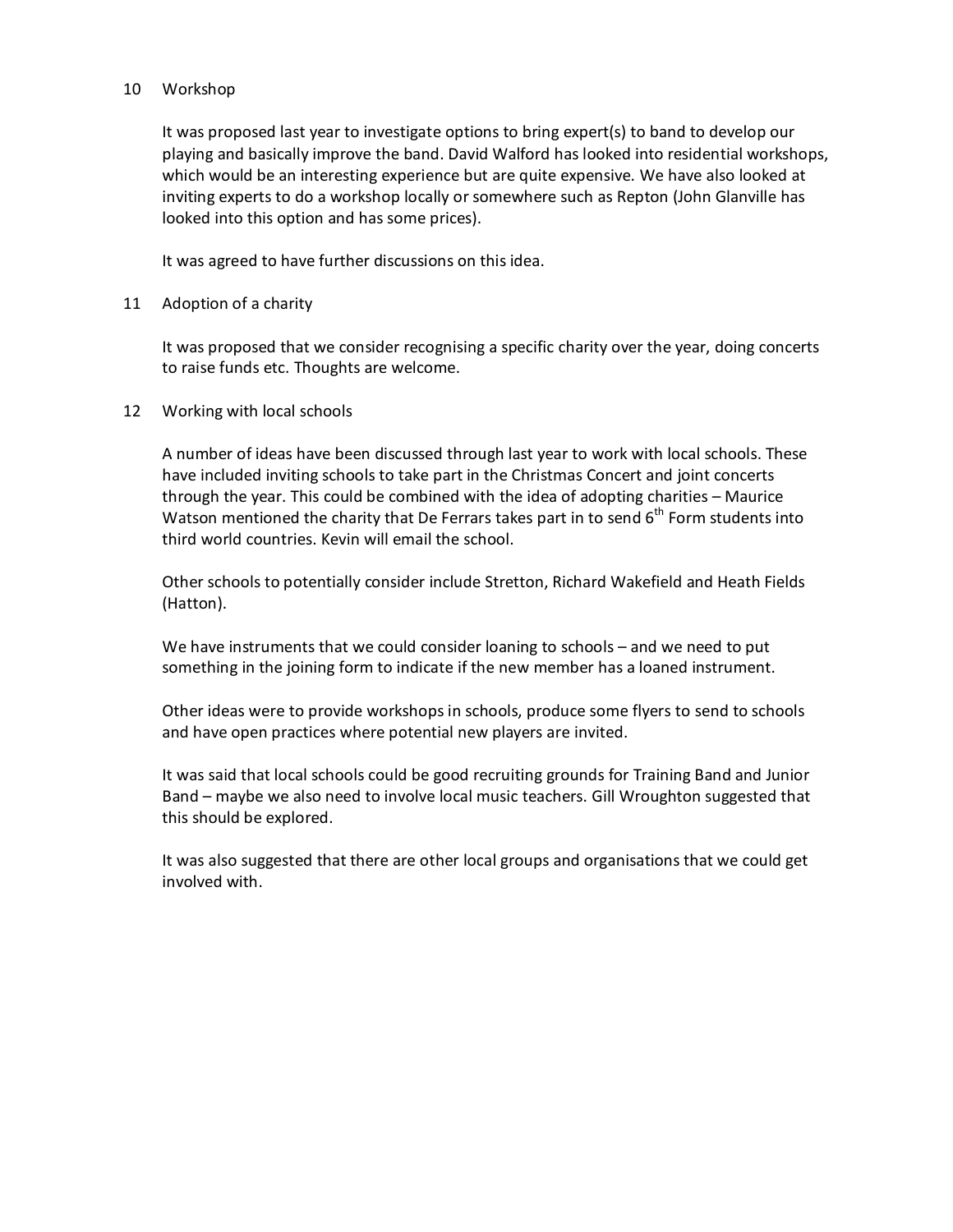## 10 Workshop

It was proposed last year to investigate options to bring expert(s) to band to develop our playing and basically improve the band. David Walford has looked into residential workshops, which would be an interesting experience but are quite expensive. We have also looked at inviting experts to do a workshop locally or somewhere such as Repton (John Glanville has looked into this option and has some prices).

It was agreed to have further discussions on this idea.

## 11 Adoption of a charity

It was proposed that we consider recognising a specific charity over the year, doing concerts to raise funds etc. Thoughts are welcome.

## 12 Working with local schools

A number of ideas have been discussed through last year to work with local schools. These have included inviting schools to take part in the Christmas Concert and joint concerts through the year. This could be combined with the idea of adopting charities – Maurice Watson mentioned the charity that De Ferrars takes part in to send 6th Form students into third world countries. Kevin will email the school.

Other schools to potentially consider include Stretton, Richard Wakefield and Heath Fields (Hatton).

We have instruments that we could consider loaning to schools – and we need to put something in the joining form to indicate if the new member has a loaned instrument.

Other ideas were to provide workshops in schools, produce some flyers to send to schools and have open practices where potential new players are invited.

It was said that local schools could be good recruiting grounds for Training Band and Junior Band – maybe we also need to involve local music teachers. Gill Wroughton suggested that this should be explored.

It was also suggested that there are other local groups and organisations that we could get involved with.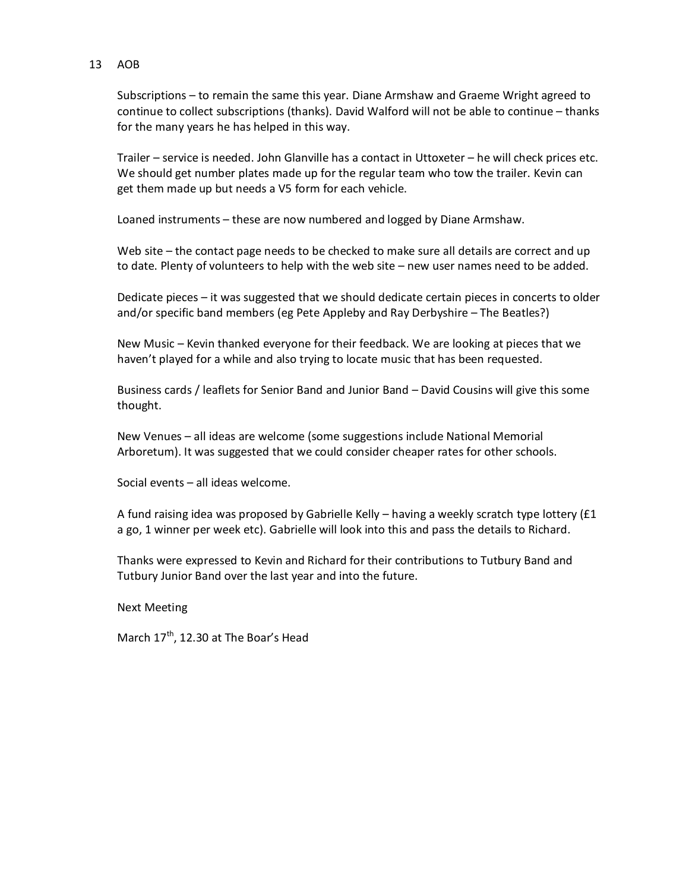13 AOB

Subscriptions – to remain the same this year. Diane Armshaw and Graeme Wright agreed to continue to collect subscriptions (thanks). David Walford will not be able to continue – thanks for the many years he has helped in this way.

Trailer – service is needed. John Glanville has a contact in Uttoxeter – he will check prices etc. We should get number plates made up for the regular team who tow the trailer. Kevin can get them made up but needs a V5 form for each vehicle.

Loaned instruments – these are now numbered and logged by Diane Armshaw.

Web site – the contact page needs to be checked to make sure all details are correct and up to date. Plenty of volunteers to help with the web site – new user names need to be added.

Dedicate pieces – it was suggested that we should dedicate certain pieces in concerts to older and/or specific band members (eg Pete Appleby and Ray Derbyshire – The Beatles?)

New Music – Kevin thanked everyone for their feedback. We are looking at pieces that we haven't played for a while and also trying to locate music that has been requested.

Business cards / leaflets for Senior Band and Junior Band – David Cousins will give this some thought.

New Venues – all ideas are welcome (some suggestions include National Memorial Arboretum). It was suggested that we could consider cheaper rates for other schools.

Social events – all ideas welcome.

A fund raising idea was proposed by Gabrielle Kelly – having a weekly scratch type lottery (£1 a go, 1 winner per week etc). Gabrielle will look into this and pass the details to Richard.

Thanks were expressed to Kevin and Richard for their contributions to Tutbury Band and Tutbury Junior Band over the last year and into the future.

Next Meeting

March 17th, 12.30 at The Boar's Head